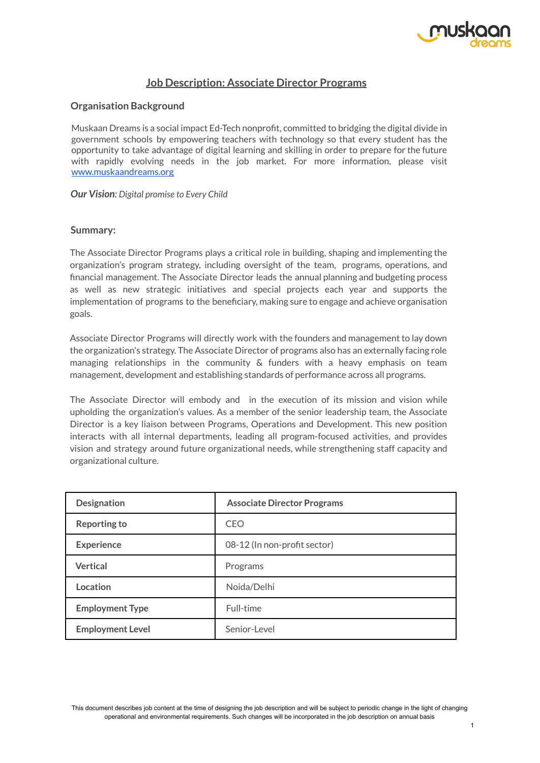# Job Description: Associate Director Programs

## Organisation Background

Muskaan Dreams is a social impact Ed-Tech nonprofit, committed to bridging the digital divide in government schools by empowering teachers with technology so that every student has the opportunity to take advantage of digital learning and skilling in order to prepare for the future with rapidly evolving needs in the job market. For more information, please visit [www.muskaandreams.org](http://www.muskaandreams.org)

***Our Vision****: Digital promise to Every Child*

## Summary:

The Associate Director Programs plays a critical role in building, shaping and implementing the organization's program strategy, including oversight of the team, programs, operations, and financial management. The Associate Director leads the annual planning and budgeting process as well as new strategic initiatives and special projects each year and supports the implementation of programs to the beneficiary, making sure to engage and achieve organisation goals.

Associate Director Programs will directly work with the founders and management to lay down the organization's strategy. The Associate Director of programs also has an externally facing role managing relationships in the community & funders with a heavy emphasis on team management, development and establishing standards of performance across all programs.

The Associate Director will embody and in the execution of its mission and vision while upholding the organization's values. As a member of the senior leadership team, the Associate Director is a key liaison between Programs, Operations and Development. This new position interacts with all internal departments, leading all program-focused activities, and provides vision and strategy around future organizational needs, while strengthening staff capacity and organizational culture.

| **Designation** | **Associate Director Programs** |
|---|---|
| **Reporting to** | CEO |
| **Experience** | 08-12 (In non-profit sector) |
| **Vertical** | Programs |
| **Location** | Noida/Delhi |
| **Employment Type** | Full-time |
| **Employment Level** | Senior-Level |

This document describes job content at the time of designing the job description and will be subject to periodic change in the light of changing operational and environmental requirements. Such changes will be incorporated in the job description on annual basis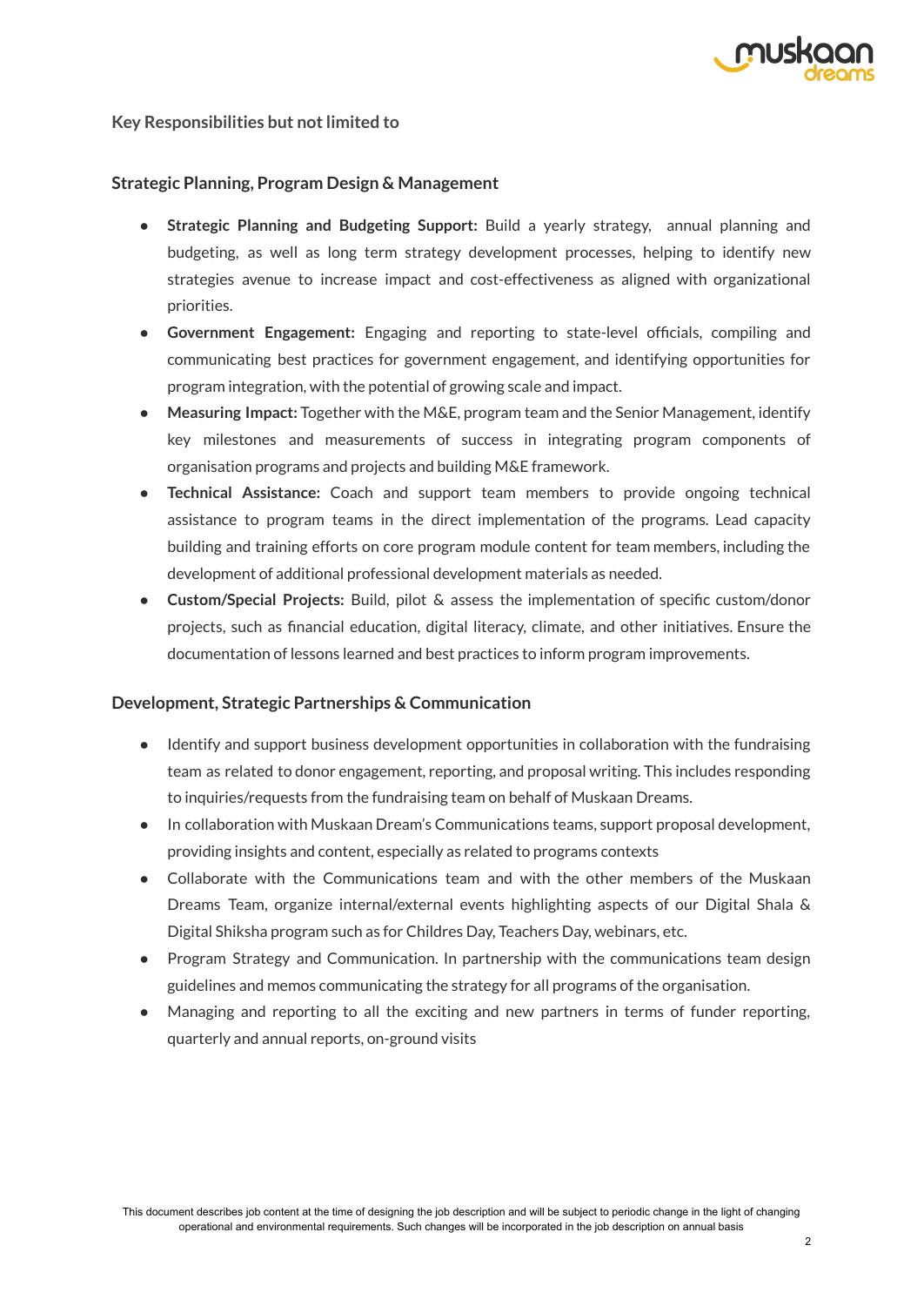### Key Responsibilities but not limited to

### Strategic Planning, Program Design & Management

- **Strategic Planning and Budgeting Support:** Build a yearly strategy, annual planning and budgeting, as well as long term strategy development processes, helping to identify new strategies avenue to increase impact and cost-effectiveness as aligned with organizational priorities.
- **Government Engagement:** Engaging and reporting to state-level officials, compiling and communicating best practices for government engagement, and identifying opportunities for program integration, with the potential of growing scale and impact.
- **Measuring Impact:** Together with the M&E, program team and the Senior Management, identify key milestones and measurements of success in integrating program components of organisation programs and projects and building M&E framework.
- **Technical Assistance:** Coach and support team members to provide ongoing technical assistance to program teams in the direct implementation of the programs. Lead capacity building and training efforts on core program module content for team members, including the development of additional professional development materials as needed.
- **Custom/Special Projects:** Build, pilot & assess the implementation of specific custom/donor projects, such as financial education, digital literacy, climate, and other initiatives. Ensure the documentation of lessons learned and best practices to inform program improvements.

### Development, Strategic Partnerships & Communication

- Identify and support business development opportunities in collaboration with the fundraising team as related to donor engagement, reporting, and proposal writing. This includes responding to inquiries/requests from the fundraising team on behalf of Muskaan Dreams.
- In collaboration with Muskaan Dream's Communications teams, support proposal development, providing insights and content, especially as related to programs contexts
- Collaborate with the Communications team and with the other members of the Muskaan Dreams Team, organize internal/external events highlighting aspects of our Digital Shala & Digital Shiksha program such as for Childres Day, Teachers Day, webinars, etc.
- Program Strategy and Communication. In partnership with the communications team design guidelines and memos communicating the strategy for all programs of the organisation.
- Managing and reporting to all the exciting and new partners in terms of funder reporting, quarterly and annual reports, on-ground visits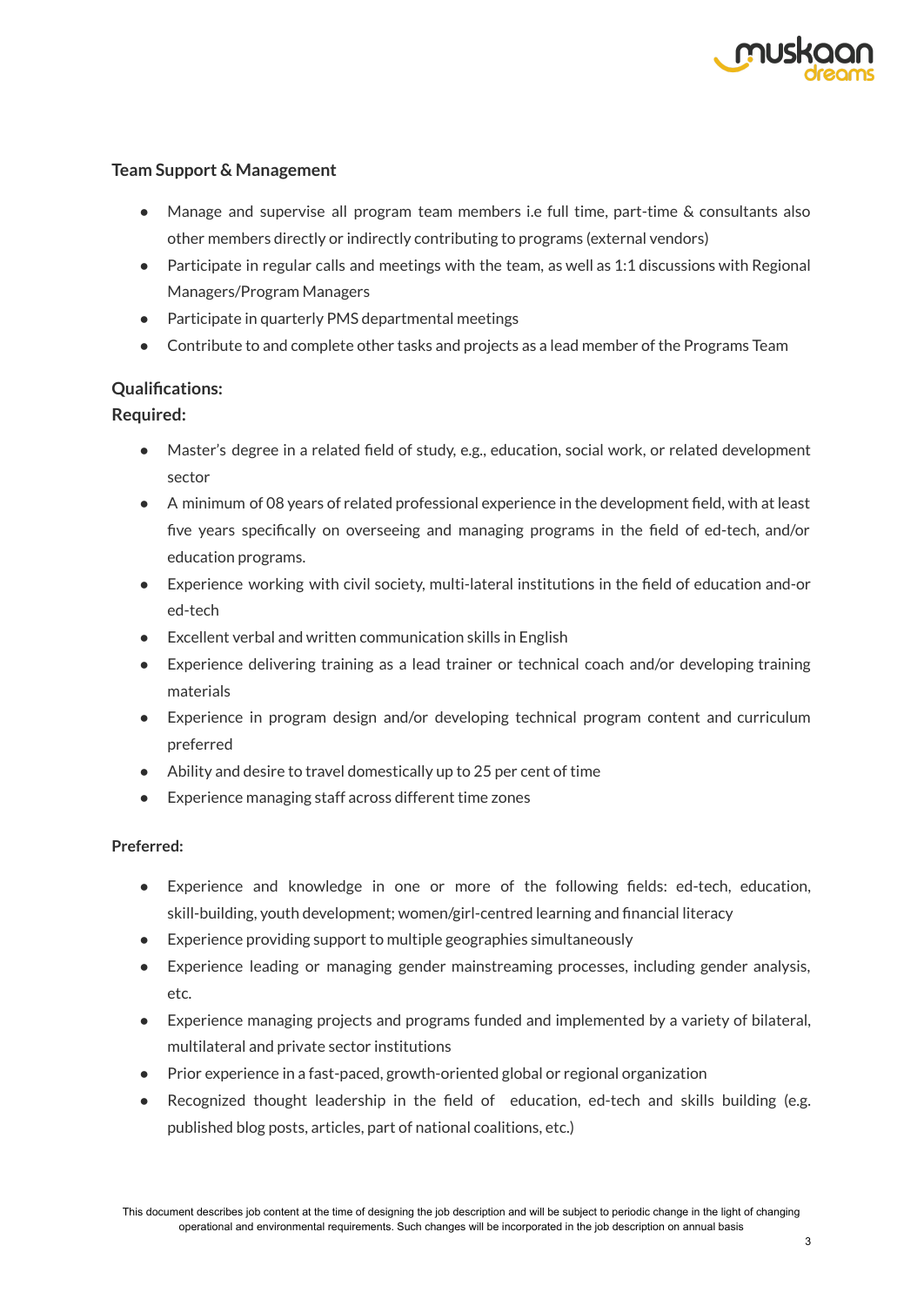### Team Support & Management

- Manage and supervise all program team members i.e full time, part-time & consultants also other members directly or indirectly contributing to programs (external vendors)
- Participate in regular calls and meetings with the team, as well as 1:1 discussions with Regional Managers/Program Managers
- Participate in quarterly PMS departmental meetings
- Contribute to and complete other tasks and projects as a lead member of the Programs Team

### Qualifications:

**Required:**

- Master's degree in a related field of study, e.g., education, social work, or related development sector
- A minimum of 08 years of related professional experience in the development field, with at least five years specifically on overseeing and managing programs in the field of ed-tech, and/or education programs.
- Experience working with civil society, multi-lateral institutions in the field of education and-or ed-tech
- Excellent verbal and written communication skills in English
- Experience delivering training as a lead trainer or technical coach and/or developing training materials
- Experience in program design and/or developing technical program content and curriculum preferred
- Ability and desire to travel domestically up to 25 per cent of time
- Experience managing staff across different time zones

**Preferred:**

- Experience and knowledge in one or more of the following fields: ed-tech, education, skill-building, youth development; women/girl-centred learning and financial literacy
- Experience providing support to multiple geographies simultaneously
- Experience leading or managing gender mainstreaming processes, including gender analysis, etc.
- Experience managing projects and programs funded and implemented by a variety of bilateral, multilateral and private sector institutions
- Prior experience in a fast-paced, growth-oriented global or regional organization
- Recognized thought leadership in the field of education, ed-tech and skills building (e.g. published blog posts, articles, part of national coalitions, etc.)

This document describes job content at the time of designing the job description and will be subject to periodic change in the light of changing operational and environmental requirements. Such changes will be incorporated in the job description on annual basis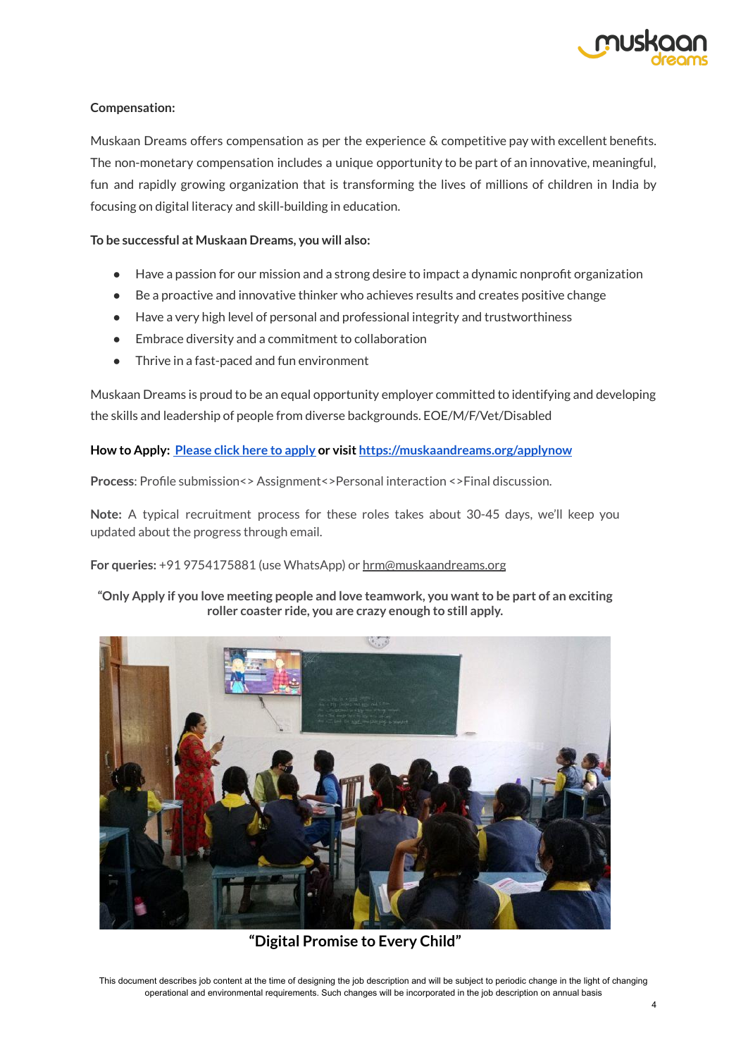**Compensation:**

Muskaan Dreams offers compensation as per the experience & competitive pay with excellent benefits. The non-monetary compensation includes a unique opportunity to be part of an innovative, meaningful, fun and rapidly growing organization that is transforming the lives of millions of children in India by focusing on digital literacy and skill-building in education.

**To be successful at Muskaan Dreams, you will also:**

- Have a passion for our mission and a strong desire to impact a dynamic nonprofit organization
- Be a proactive and innovative thinker who achieves results and creates positive change
- Have a very high level of personal and professional integrity and trustworthiness
- Embrace diversity and a commitment to collaboration
- Thrive in a fast-paced and fun environment

Muskaan Dreams is proud to be an equal opportunity employer committed to identifying and developing the skills and leadership of people from diverse backgrounds. EOE/M/F/Vet/Disabled

**How to Apply: Please click here to apply or visit https://muskaandreams.org/applynow**

**Process**: Profile submission<> Assignment<>Personal interaction <>Final discussion.

**Note:** A typical recruitment process for these roles takes about 30-45 days, we'll keep you updated about the progress through email.

**For queries:** +91 9754175881 (use WhatsApp) or hrm@muskaandreams.org

**"Only Apply if you love meeting people and love teamwork, you want to be part of an exciting roller coaster ride, you are crazy enough to still apply.**

**"Digital Promise to Every Child"**

This document describes job content at the time of designing the job description and will be subject to periodic change in the light of changing operational and environmental requirements. Such changes will be incorporated in the job description on annual basis